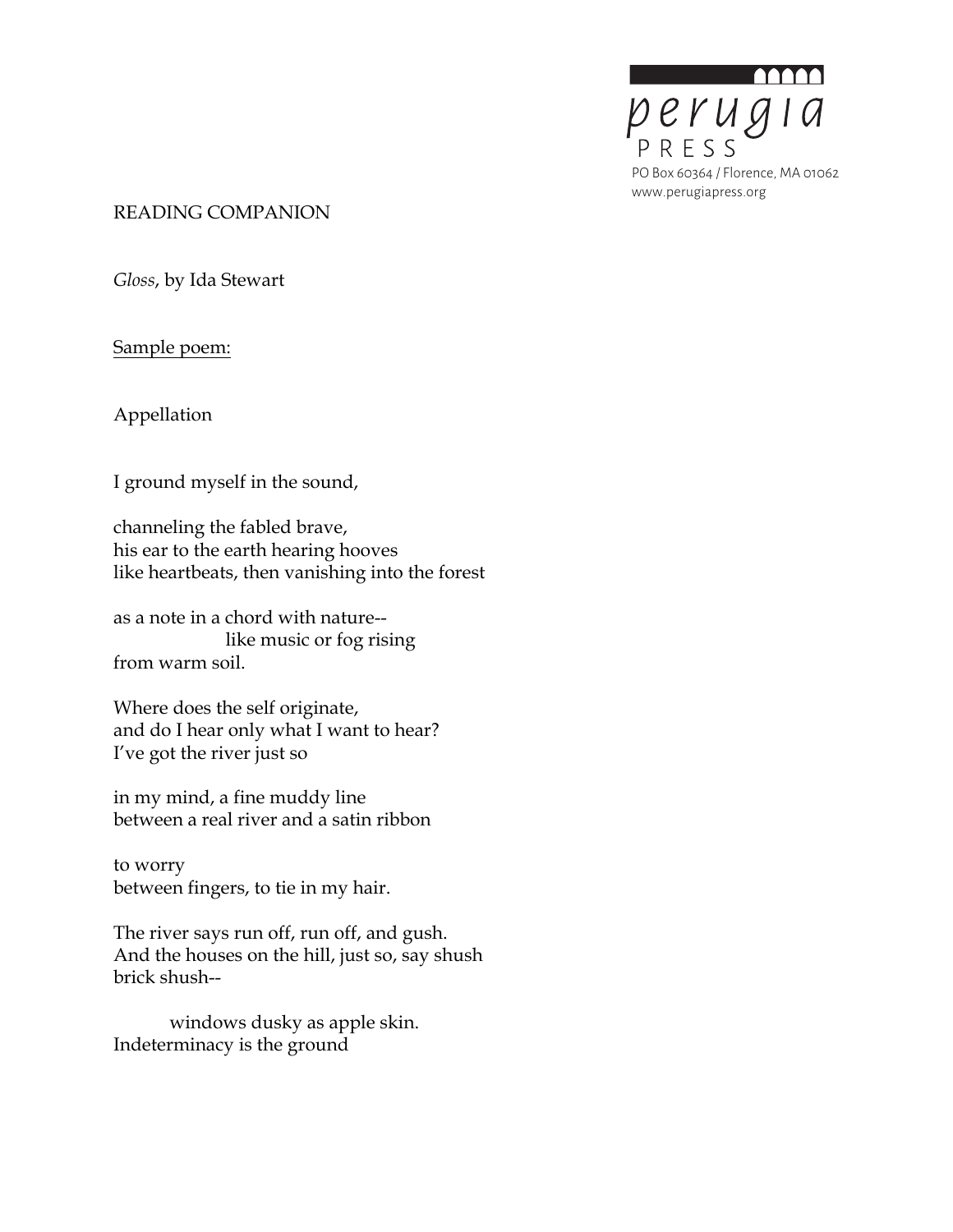perugia PRESS

PO Box 60364 / Florence, MA 01062
www.perugiapress.org

READING COMPANION

*Gloss*, by Ida Stewart

Sample poem:

Appellation

I ground myself in the sound,

channeling the fabled brave,
his ear to the earth hearing hooves
like heartbeats, then vanishing into the forest

as a note in a chord with nature--
                  like music or fog rising
from warm soil.

Where does the self originate,
and do I hear only what I want to hear?
I've got the river just so

in my mind, a fine muddy line
between a real river and a satin ribbon

to worry
between fingers, to tie in my hair.

The river says run off, run off, and gush.
And the houses on the hill, just so, say shush
brick shush--

          windows dusky as apple skin.
Indeterminacy is the ground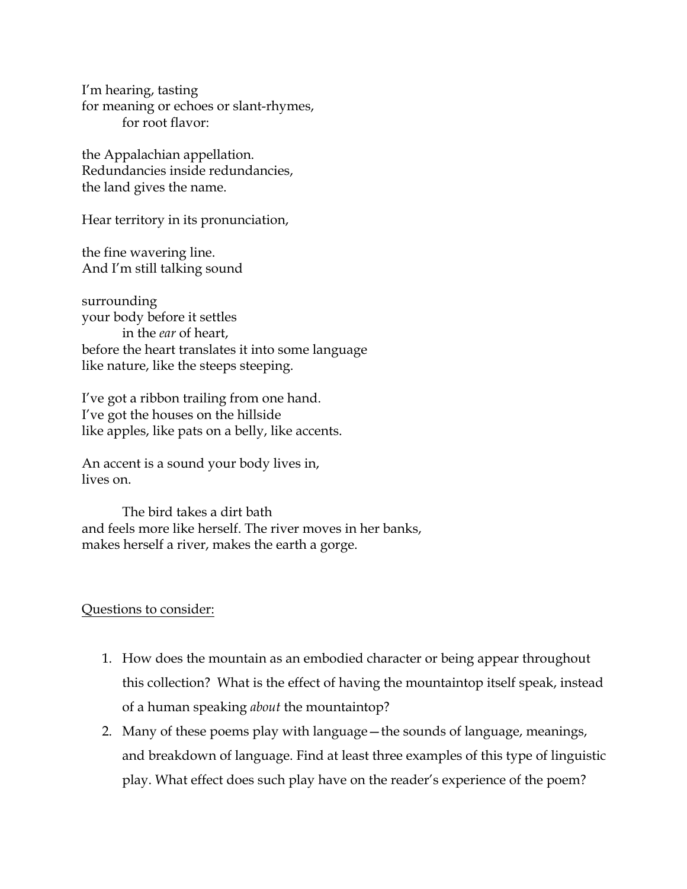I'm hearing, tasting
for meaning or echoes or slant-rhymes,
&nbsp;&nbsp;&nbsp;&nbsp;&nbsp;&nbsp;&nbsp;&nbsp;for root flavor:

the Appalachian appellation.
Redundancies inside redundancies,
the land gives the name.

Hear territory in its pronunciation,

the fine wavering line.
And I'm still talking sound

surrounding
your body before it settles
&nbsp;&nbsp;&nbsp;&nbsp;&nbsp;&nbsp;&nbsp;&nbsp;in the *ear* of heart,
before the heart translates it into some language
like nature, like the steeps steeping.

I've got a ribbon trailing from one hand.
I've got the houses on the hillside
like apples, like pats on a belly, like accents.

An accent is a sound your body lives in,
lives on.

&nbsp;&nbsp;&nbsp;&nbsp;&nbsp;&nbsp;&nbsp;&nbsp;The bird takes a dirt bath
and feels more like herself. The river moves in her banks,
makes herself a river, makes the earth a gorge.

<u>Questions to consider:</u>

1. How does the mountain as an embodied character or being appear throughout this collection? What is the effect of having the mountaintop itself speak, instead of a human speaking *about* the mountaintop?
2. Many of these poems play with language—the sounds of language, meanings, and breakdown of language. Find at least three examples of this type of linguistic play. What effect does such play have on the reader's experience of the poem?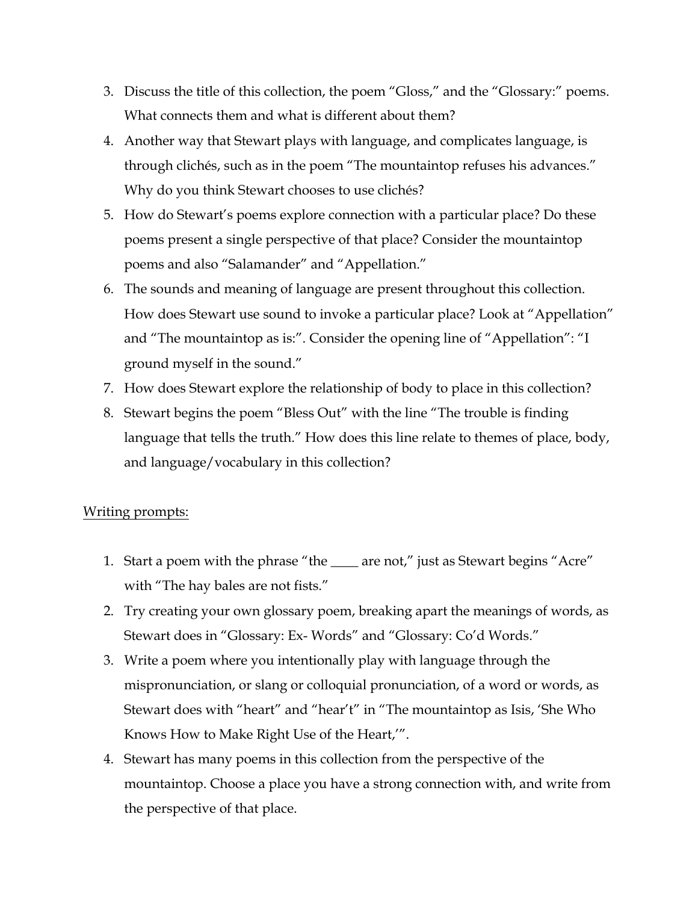3. Discuss the title of this collection, the poem "Gloss," and the "Glossary:" poems. What connects them and what is different about them?
4. Another way that Stewart plays with language, and complicates language, is through clichés, such as in the poem "The mountaintop refuses his advances." Why do you think Stewart chooses to use clichés?
5. How do Stewart's poems explore connection with a particular place? Do these poems present a single perspective of that place? Consider the mountaintop poems and also "Salamander" and "Appellation."
6. The sounds and meaning of language are present throughout this collection. How does Stewart use sound to invoke a particular place? Look at "Appellation" and "The mountaintop as is:". Consider the opening line of "Appellation": "I ground myself in the sound."
7. How does Stewart explore the relationship of body to place in this collection?
8. Stewart begins the poem "Bless Out" with the line "The trouble is finding language that tells the truth." How does this line relate to themes of place, body, and language/vocabulary in this collection?

<u>Writing prompts:</u>

1. Start a poem with the phrase "the ____ are not," just as Stewart begins "Acre" with "The hay bales are not fists."
2. Try creating your own glossary poem, breaking apart the meanings of words, as Stewart does in "Glossary: Ex- Words" and "Glossary: Co'd Words."
3. Write a poem where you intentionally play with language through the mispronunciation, or slang or colloquial pronunciation, of a word or words, as Stewart does with "heart" and "hear't" in "The mountaintop as Isis, 'She Who Knows How to Make Right Use of the Heart,'".
4. Stewart has many poems in this collection from the perspective of the mountaintop. Choose a place you have a strong connection with, and write from the perspective of that place.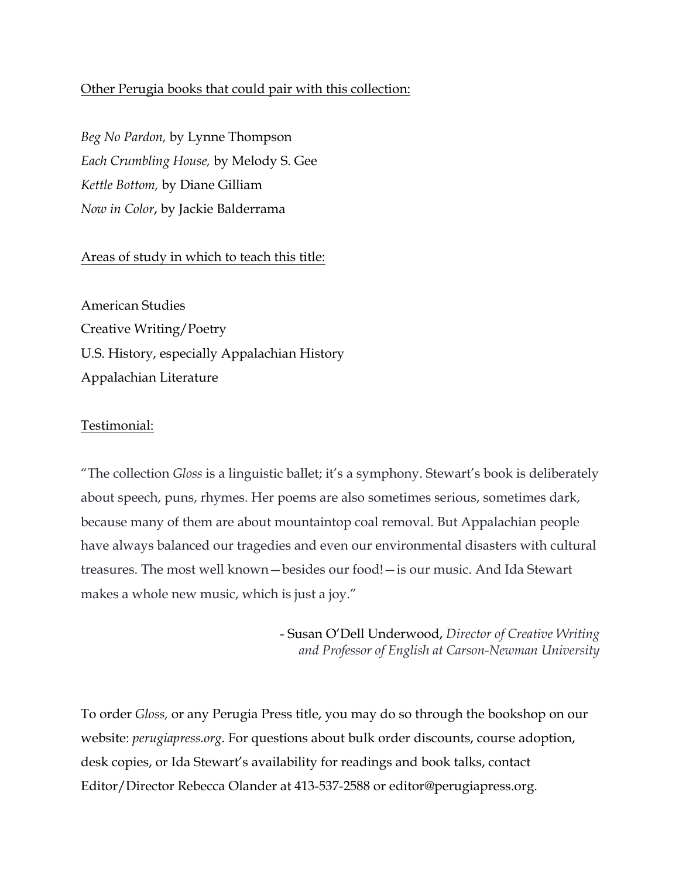Other Perugia books that could pair with this collection:

*Beg No Pardon,* by Lynne Thompson  
*Each Crumbling House,* by Melody S. Gee  
*Kettle Bottom,* by Diane Gilliam  
*Now in Color*, by Jackie Balderrama

Areas of study in which to teach this title:

American Studies  
Creative Writing/Poetry  
U.S. History, especially Appalachian History  
Appalachian Literature

Testimonial:

"The collection *Gloss* is a linguistic ballet; it's a symphony. Stewart's book is deliberately about speech, puns, rhymes. Her poems are also sometimes serious, sometimes dark, because many of them are about mountaintop coal removal. But Appalachian people have always balanced our tragedies and even our environmental disasters with cultural treasures. The most well known—besides our food!—is our music. And Ida Stewart makes a whole new music, which is just a joy."

- Susan O'Dell Underwood, *Director of Creative Writing and Professor of English at Carson-Newman University*

To order *Gloss,* or any Perugia Press title, you may do so through the bookshop on our website: *perugiapress.org*. For questions about bulk order discounts, course adoption, desk copies, or Ida Stewart's availability for readings and book talks, contact Editor/Director Rebecca Olander at 413-537-2588 or editor@perugiapress.org.